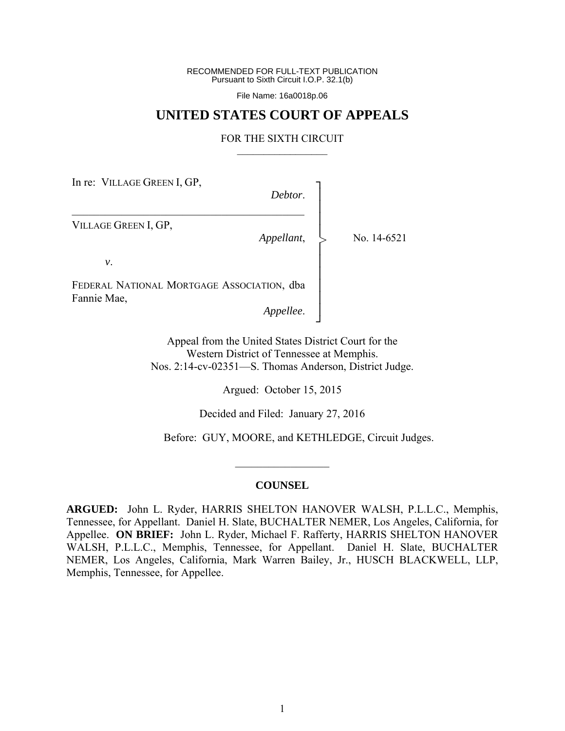RECOMMENDED FOR FULL-TEXT PUBLICATION
Pursuant to Sixth Circuit I.O.P. 32.1(b)

File Name: 16a0018p.06

# UNITED STATES COURT OF APPEALS

## FOR THE SIXTH CIRCUIT

In re: VILLAGE GREEN I, GP,
*Debtor*.

---

VILLAGE GREEN I, GP,
*Appellant*,

*v*.

FEDERAL NATIONAL MORTGAGE ASSOCIATION, dba Fannie Mae,
*Appellee*.

No. 14-6521

Appeal from the United States District Court for the Western District of Tennessee at Memphis.
Nos. 2:14-cv-02351—S. Thomas Anderson, District Judge.

Argued: October 15, 2015

Decided and Filed: January 27, 2016

Before: GUY, MOORE, and KETHLEDGE, Circuit Judges.

---

### COUNSEL

**ARGUED:** John L. Ryder, HARRIS SHELTON HANOVER WALSH, P.L.L.C., Memphis, Tennessee, for Appellant. Daniel H. Slate, BUCHALTER NEMER, Los Angeles, California, for Appellee. **ON BRIEF:** John L. Ryder, Michael F. Rafferty, HARRIS SHELTON HANOVER WALSH, P.L.L.C., Memphis, Tennessee, for Appellant. Daniel H. Slate, BUCHALTER NEMER, Los Angeles, California, Mark Warren Bailey, Jr., HUSCH BLACKWELL, LLP, Memphis, Tennessee, for Appellee.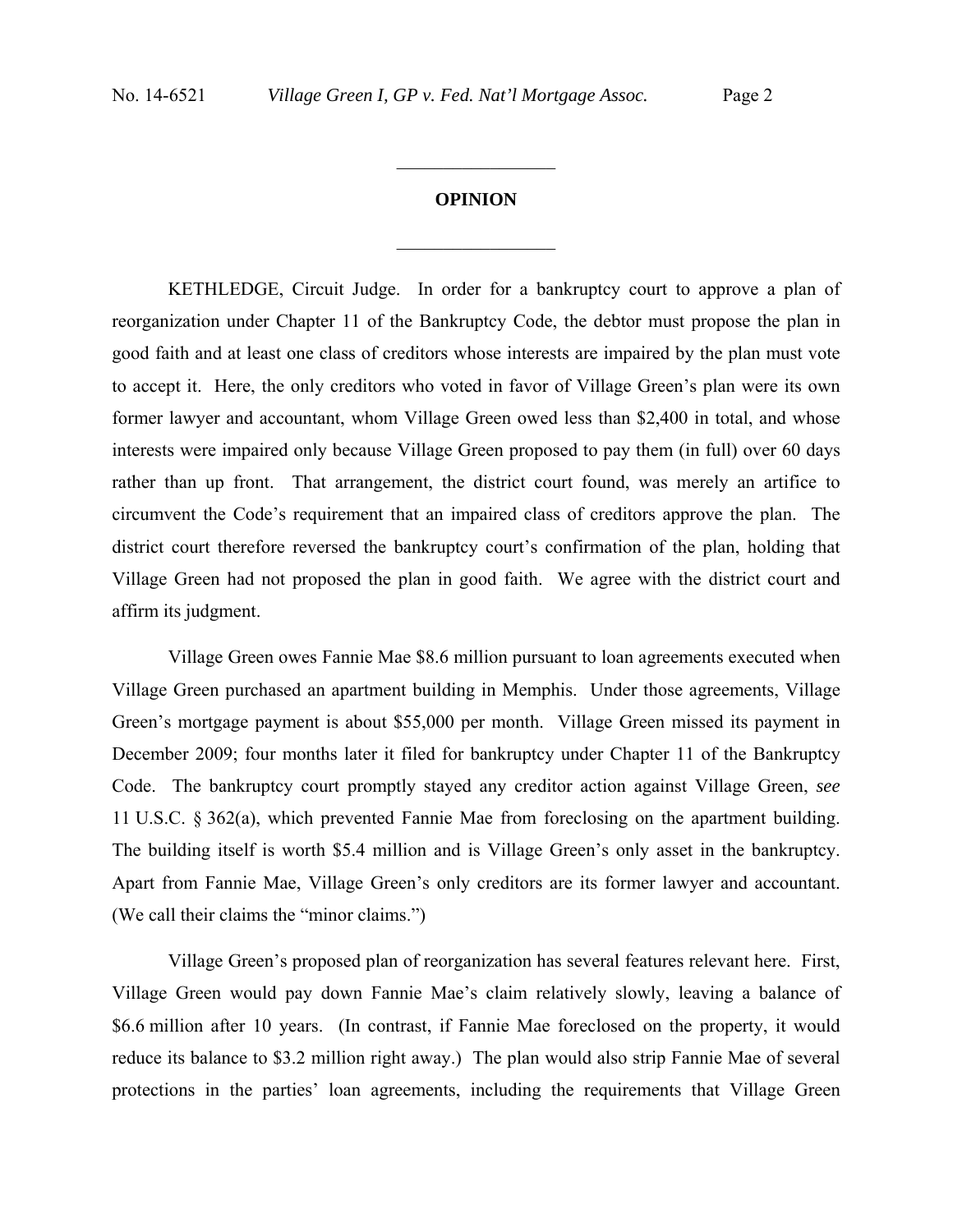## OPINION

KETHLEDGE, Circuit Judge. In order for a bankruptcy court to approve a plan of reorganization under Chapter 11 of the Bankruptcy Code, the debtor must propose the plan in good faith and at least one class of creditors whose interests are impaired by the plan must vote to accept it. Here, the only creditors who voted in favor of Village Green's plan were its own former lawyer and accountant, whom Village Green owed less than $2,400 in total, and whose interests were impaired only because Village Green proposed to pay them (in full) over 60 days rather than up front. That arrangement, the district court found, was merely an artifice to circumvent the Code's requirement that an impaired class of creditors approve the plan. The district court therefore reversed the bankruptcy court's confirmation of the plan, holding that Village Green had not proposed the plan in good faith. We agree with the district court and affirm its judgment.

Village Green owes Fannie Mae $8.6 million pursuant to loan agreements executed when Village Green purchased an apartment building in Memphis. Under those agreements, Village Green's mortgage payment is about $55,000 per month. Village Green missed its payment in December 2009; four months later it filed for bankruptcy under Chapter 11 of the Bankruptcy Code. The bankruptcy court promptly stayed any creditor action against Village Green, *see* 11 U.S.C. § 362(a), which prevented Fannie Mae from foreclosing on the apartment building. The building itself is worth $5.4 million and is Village Green's only asset in the bankruptcy. Apart from Fannie Mae, Village Green's only creditors are its former lawyer and accountant. (We call their claims the "minor claims.")

Village Green's proposed plan of reorganization has several features relevant here. First, Village Green would pay down Fannie Mae's claim relatively slowly, leaving a balance of $6.6 million after 10 years. (In contrast, if Fannie Mae foreclosed on the property, it would reduce its balance to $3.2 million right away.) The plan would also strip Fannie Mae of several protections in the parties' loan agreements, including the requirements that Village Green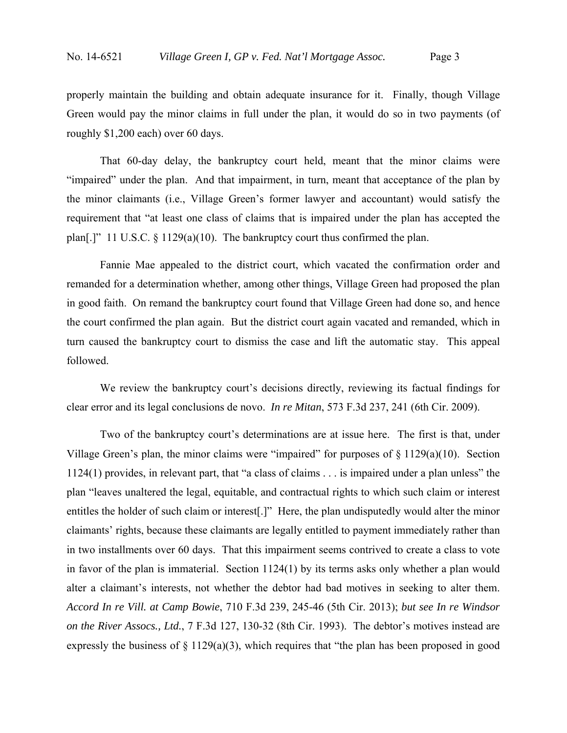properly maintain the building and obtain adequate insurance for it. Finally, though Village Green would pay the minor claims in full under the plan, it would do so in two payments (of roughly $1,200 each) over 60 days.

That 60-day delay, the bankruptcy court held, meant that the minor claims were "impaired" under the plan. And that impairment, in turn, meant that acceptance of the plan by the minor claimants (i.e., Village Green's former lawyer and accountant) would satisfy the requirement that "at least one class of claims that is impaired under the plan has accepted the plan[.]" 11 U.S.C. § 1129(a)(10). The bankruptcy court thus confirmed the plan.

Fannie Mae appealed to the district court, which vacated the confirmation order and remanded for a determination whether, among other things, Village Green had proposed the plan in good faith. On remand the bankruptcy court found that Village Green had done so, and hence the court confirmed the plan again. But the district court again vacated and remanded, which in turn caused the bankruptcy court to dismiss the case and lift the automatic stay. This appeal followed.

We review the bankruptcy court's decisions directly, reviewing its factual findings for clear error and its legal conclusions de novo. *In re Mitan*, 573 F.3d 237, 241 (6th Cir. 2009).

Two of the bankruptcy court's determinations are at issue here. The first is that, under Village Green's plan, the minor claims were "impaired" for purposes of § 1129(a)(10). Section 1124(1) provides, in relevant part, that "a class of claims . . . is impaired under a plan unless" the plan "leaves unaltered the legal, equitable, and contractual rights to which such claim or interest entitles the holder of such claim or interest[.]" Here, the plan undisputedly would alter the minor claimants' rights, because these claimants are legally entitled to payment immediately rather than in two installments over 60 days. That this impairment seems contrived to create a class to vote in favor of the plan is immaterial. Section 1124(1) by its terms asks only whether a plan would alter a claimant's interests, not whether the debtor had bad motives in seeking to alter them. *Accord In re Vill. at Camp Bowie*, 710 F.3d 239, 245-46 (5th Cir. 2013); *but see In re Windsor on the River Assocs., Ltd.*, 7 F.3d 127, 130-32 (8th Cir. 1993). The debtor's motives instead are expressly the business of § 1129(a)(3), which requires that "the plan has been proposed in good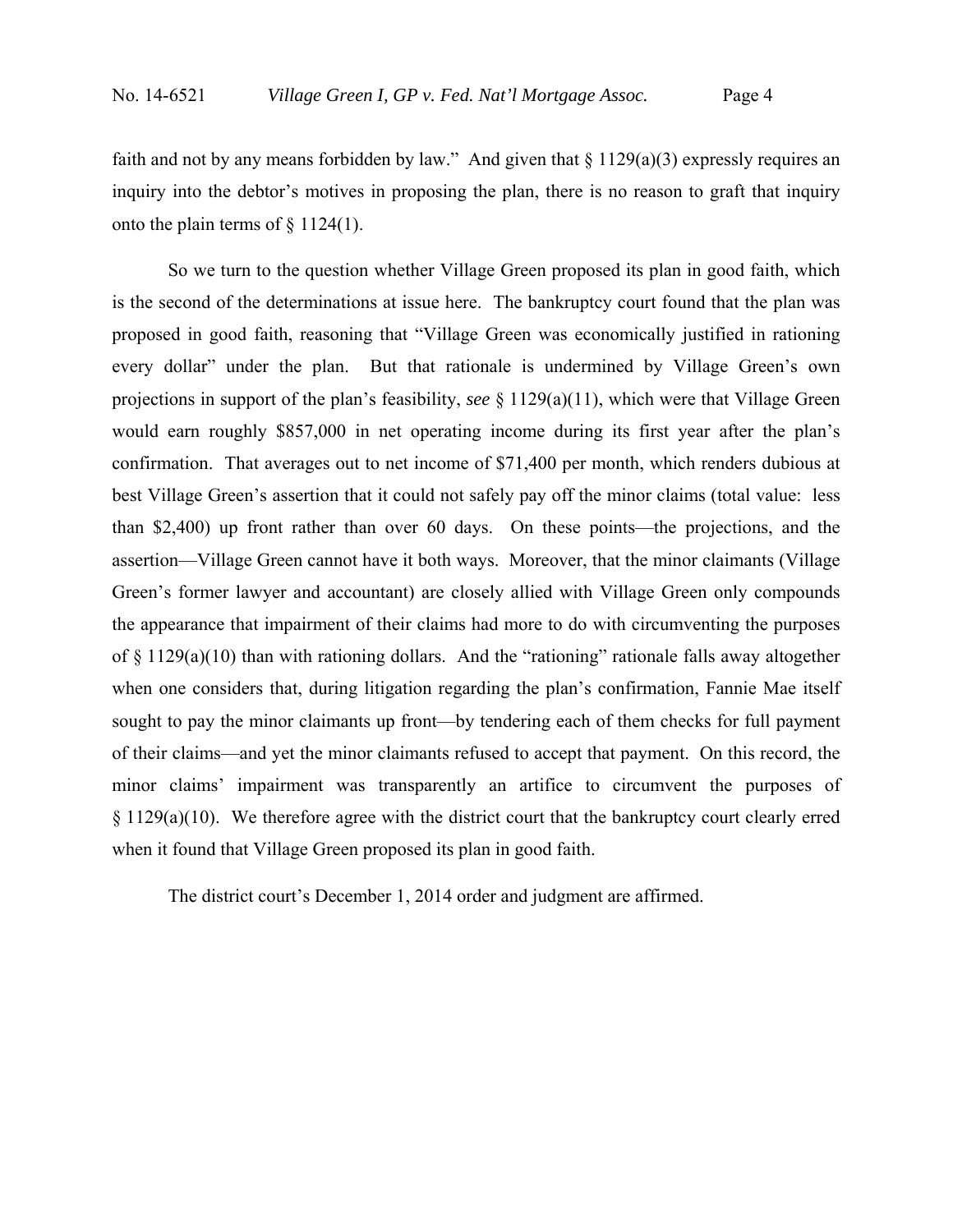faith and not by any means forbidden by law." And given that § 1129(a)(3) expressly requires an inquiry into the debtor's motives in proposing the plan, there is no reason to graft that inquiry onto the plain terms of § 1124(1).

So we turn to the question whether Village Green proposed its plan in good faith, which is the second of the determinations at issue here. The bankruptcy court found that the plan was proposed in good faith, reasoning that "Village Green was economically justified in rationing every dollar" under the plan. But that rationale is undermined by Village Green's own projections in support of the plan's feasibility, *see* § 1129(a)(11), which were that Village Green would earn roughly $857,000 in net operating income during its first year after the plan's confirmation. That averages out to net income of $71,400 per month, which renders dubious at best Village Green's assertion that it could not safely pay off the minor claims (total value: less than $2,400) up front rather than over 60 days. On these points—the projections, and the assertion—Village Green cannot have it both ways. Moreover, that the minor claimants (Village Green's former lawyer and accountant) are closely allied with Village Green only compounds the appearance that impairment of their claims had more to do with circumventing the purposes of § 1129(a)(10) than with rationing dollars. And the "rationing" rationale falls away altogether when one considers that, during litigation regarding the plan's confirmation, Fannie Mae itself sought to pay the minor claimants up front—by tendering each of them checks for full payment of their claims—and yet the minor claimants refused to accept that payment. On this record, the minor claims' impairment was transparently an artifice to circumvent the purposes of § 1129(a)(10). We therefore agree with the district court that the bankruptcy court clearly erred when it found that Village Green proposed its plan in good faith.

The district court's December 1, 2014 order and judgment are affirmed.